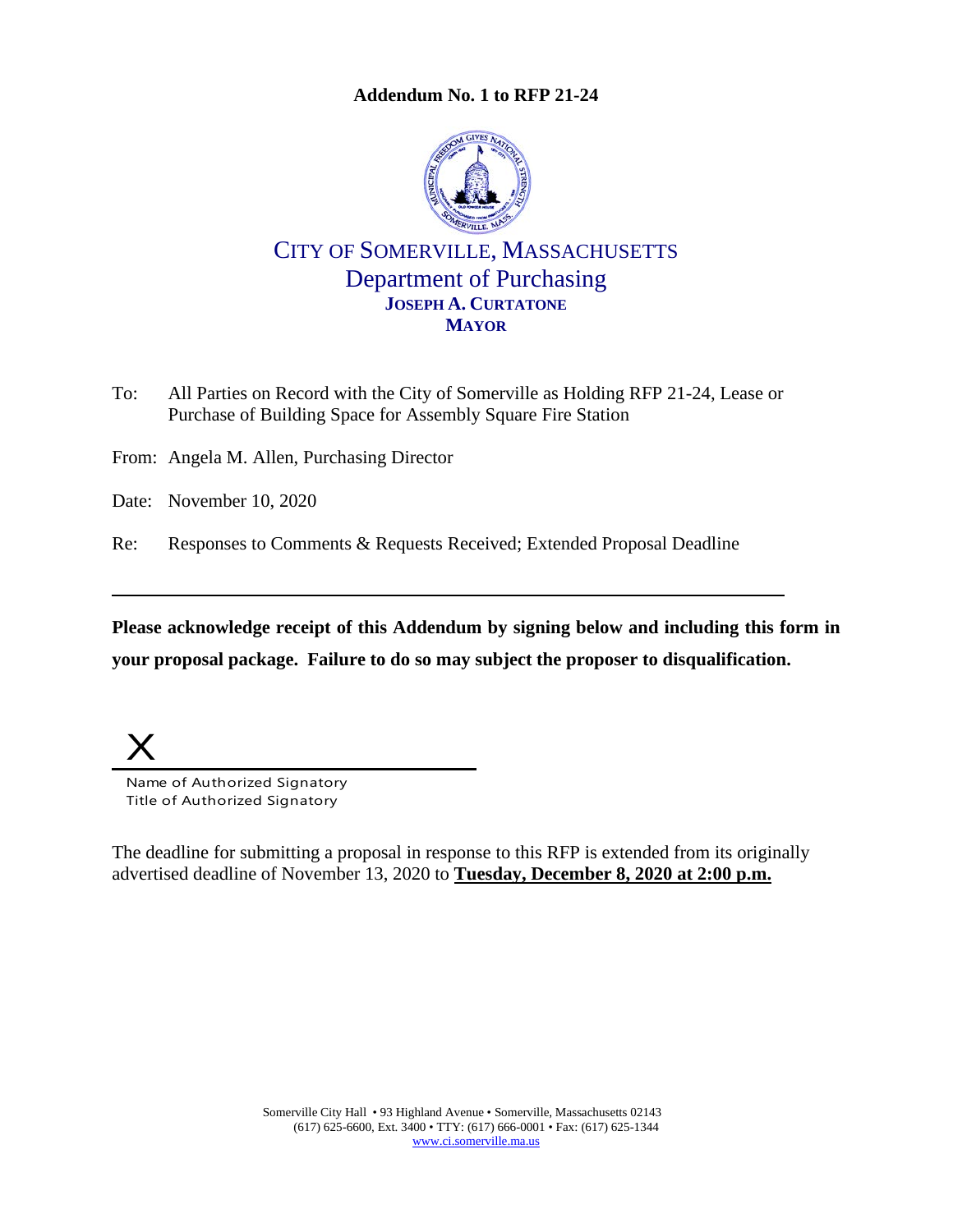**Addendum No. 1 to RFP 21-24**

CITY OF SOMERVILLE, MASSACHUSETTS
Department of Purchasing
**JOSEPH A. CURTATONE**
**MAYOR**

To: All Parties on Record with the City of Somerville as Holding RFP 21-24, Lease or Purchase of Building Space for Assembly Square Fire Station

From: Angela M. Allen, Purchasing Director

Date: November 10, 2020

Re: Responses to Comments & Requests Received; Extended Proposal Deadline

---

**Please acknowledge receipt of this Addendum by signing below and including this form in your proposal package. Failure to do so may subject the proposer to disqualification.**

X \_\_\_\_\_\_\_\_\_\_\_\_\_\_\_\_\_\_\_\_\_\_\_\_\_\_\_\_\_\_\_\_\_\_\_\_

Name of Authorized Signatory
Title of Authorized Signatory

The deadline for submitting a proposal in response to this RFP is extended from its originally advertised deadline of November 13, 2020 to **Tuesday, December 8, 2020 at 2:00 p.m.**

Somerville City Hall • 93 Highland Avenue • Somerville, Massachusetts 02143
(617) 625-6600, Ext. 3400 • TTY: (617) 666-0001 • Fax: (617) 625-1344
www.ci.somerville.ma.us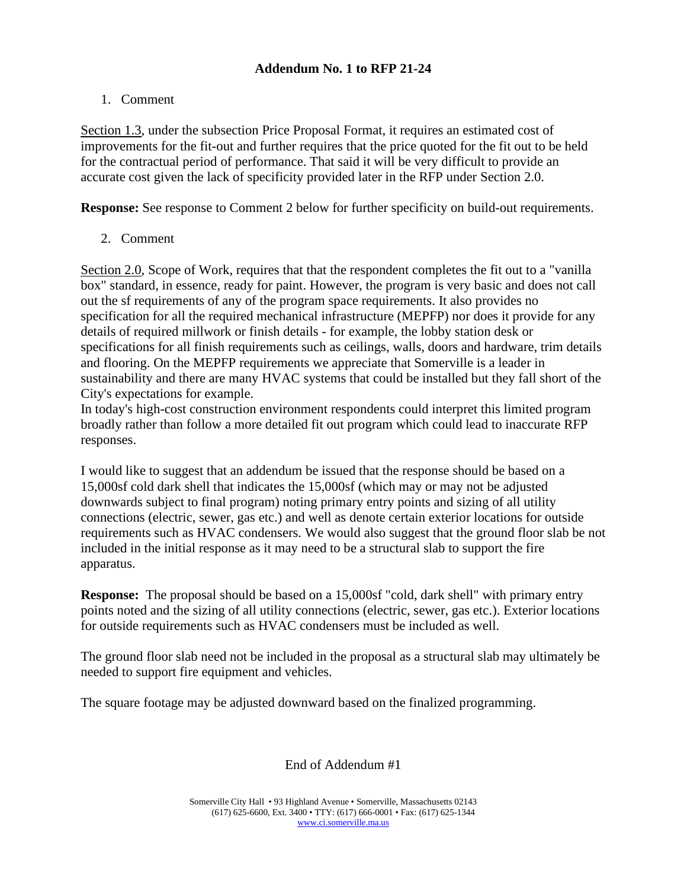**Addendum No. 1 to RFP 21-24**

1. Comment

Section 1.3, under the subsection Price Proposal Format, it requires an estimated cost of improvements for the fit-out and further requires that the price quoted for the fit out to be held for the contractual period of performance. That said it will be very difficult to provide an accurate cost given the lack of specificity provided later in the RFP under Section 2.0.

**Response:** See response to Comment 2 below for further specificity on build-out requirements.

2. Comment

Section 2.0, Scope of Work, requires that that the respondent completes the fit out to a "vanilla box" standard, in essence, ready for paint. However, the program is very basic and does not call out the sf requirements of any of the program space requirements. It also provides no specification for all the required mechanical infrastructure (MEPFP) nor does it provide for any details of required millwork or finish details - for example, the lobby station desk or specifications for all finish requirements such as ceilings, walls, doors and hardware, trim details and flooring. On the MEPFP requirements we appreciate that Somerville is a leader in sustainability and there are many HVAC systems that could be installed but they fall short of the City's expectations for example.
In today's high-cost construction environment respondents could interpret this limited program broadly rather than follow a more detailed fit out program which could lead to inaccurate RFP responses.

I would like to suggest that an addendum be issued that the response should be based on a 15,000sf cold dark shell that indicates the 15,000sf (which may or may not be adjusted downwards subject to final program) noting primary entry points and sizing of all utility connections (electric, sewer, gas etc.) and well as denote certain exterior locations for outside requirements such as HVAC condensers. We would also suggest that the ground floor slab be not included in the initial response as it may need to be a structural slab to support the fire apparatus.

**Response:** The proposal should be based on a 15,000sf "cold, dark shell" with primary entry points noted and the sizing of all utility connections (electric, sewer, gas etc.). Exterior locations for outside requirements such as HVAC condensers must be included as well.

The ground floor slab need not be included in the proposal as a structural slab may ultimately be needed to support fire equipment and vehicles.

The square footage may be adjusted downward based on the finalized programming.

End of Addendum #1

Somerville City Hall • 93 Highland Avenue • Somerville, Massachusetts 02143
(617) 625-6600, Ext. 3400 • TTY: (617) 666-0001 • Fax: (617) 625-1344
www.ci.somerville.ma.us